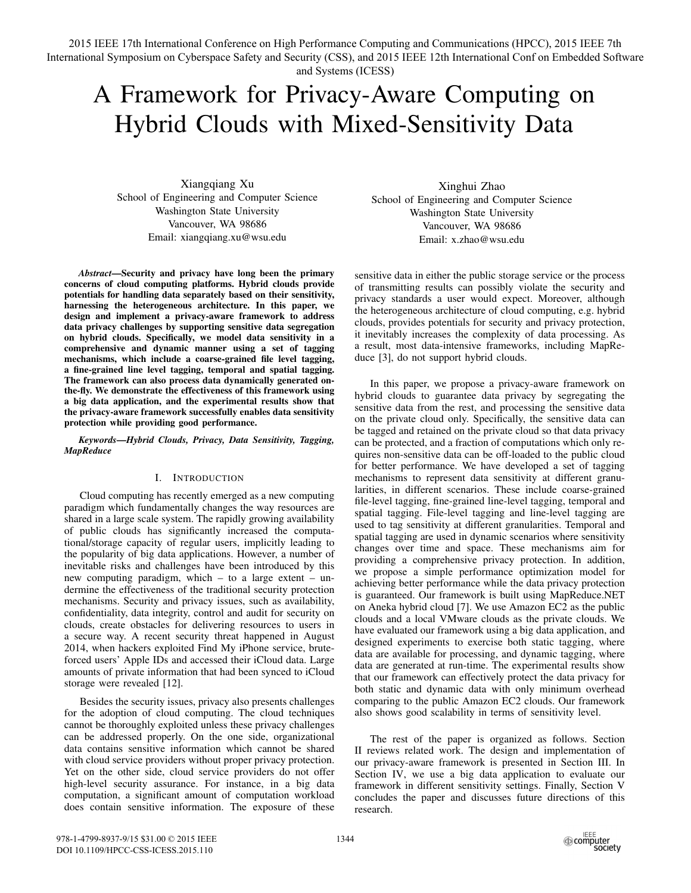# A Framework for Privacy-Aware Computing on Hybrid Clouds with Mixed-Sensitivity Data

Xiangqiang Xu
School of Engineering and Computer Science
Washington State University
Vancouver, WA 98686
Email: xiangqiang.xu@wsu.edu

Xinghui Zhao
School of Engineering and Computer Science
Washington State University
Vancouver, WA 98686
Email: x.zhao@wsu.edu

***Abstract*—Security and privacy have long been the primary concerns of cloud computing platforms. Hybrid clouds provide potentials for handling data separately based on their sensitivity, harnessing the heterogeneous architecture. In this paper, we design and implement a privacy-aware framework to address data privacy challenges by supporting sensitive data segregation on hybrid clouds. Specifically, we model data sensitivity in a comprehensive and dynamic manner using a set of tagging mechanisms, which include a coarse-grained file level tagging, a fine-grained line level tagging, temporal and spatial tagging. The framework can also process data dynamically generated on-the-fly. We demonstrate the effectiveness of this framework using a big data application, and the experimental results show that the privacy-aware framework successfully enables data sensitivity protection while providing good performance.**

***Keywords*—Hybrid Clouds, Privacy, Data Sensitivity, Tagging, MapReduce**

## I. Introduction

Cloud computing has recently emerged as a new computing paradigm which fundamentally changes the way resources are shared in a large scale system. The rapidly growing availability of public clouds has significantly increased the computational/storage capacity of regular users, implicitly leading to the popularity of big data applications. However, a number of inevitable risks and challenges have been introduced by this new computing paradigm, which – to a large extent – undermine the effectiveness of the traditional security protection mechanisms. Security and privacy issues, such as availability, confidentiality, data integrity, control and audit for security on clouds, create obstacles for delivering resources to users in a secure way. A recent security threat happened in August 2014, when hackers exploited Find My iPhone service, brute-forced users' Apple IDs and accessed their iCloud data. Large amounts of private information that had been synced to iCloud storage were revealed [12].

Besides the security issues, privacy also presents challenges for the adoption of cloud computing. The cloud techniques cannot be thoroughly exploited unless these privacy challenges can be addressed properly. On the one side, organizational data contains sensitive information which cannot be shared with cloud service providers without proper privacy protection. Yet on the other side, cloud service providers do not offer high-level security assurance. For instance, in a big data computation, a significant amount of computation workload does contain sensitive information. The exposure of these sensitive data in either the public storage service or the process of transmitting results can possibly violate the security and privacy standards a user would expect. Moreover, although the heterogeneous architecture of cloud computing, e.g. hybrid clouds, provides potentials for security and privacy protection, it inevitably increases the complexity of data processing. As a result, most data-intensive frameworks, including MapReduce [3], do not support hybrid clouds.

In this paper, we propose a privacy-aware framework on hybrid clouds to guarantee data privacy by segregating the sensitive data from the rest, and processing the sensitive data on the private cloud only. Specifically, the sensitive data can be tagged and retained on the private cloud so that data privacy can be protected, and a fraction of computations which only requires non-sensitive data can be off-loaded to the public cloud for better performance. We have developed a set of tagging mechanisms to represent data sensitivity at different granularities, in different scenarios. These include coarse-grained file-level tagging, fine-grained line-level tagging, temporal and spatial tagging. File-level tagging and line-level tagging are used to tag sensitivity at different granularities. Temporal and spatial tagging are used in dynamic scenarios where sensitivity changes over time and space. These mechanisms aim for providing a comprehensive privacy protection. In addition, we propose a simple performance optimization model for achieving better performance while the data privacy protection is guaranteed. Our framework is built using MapReduce.NET on Aneka hybrid cloud [7]. We use Amazon EC2 as the public clouds and a local VMware clouds as the private clouds. We have evaluated our framework using a big data application, and designed experiments to exercise both static tagging, where data are available for processing, and dynamic tagging, where data are generated at run-time. The experimental results show that our framework can effectively protect the data privacy for both static and dynamic data with only minimum overhead comparing to the public Amazon EC2 clouds. Our framework also shows good scalability in terms of sensitivity level.

The rest of the paper is organized as follows. Section II reviews related work. The design and implementation of our privacy-aware framework is presented in Section III. In Section IV, we use a big data application to evaluate our framework in different sensitivity settings. Finally, Section V concludes the paper and discusses future directions of this research.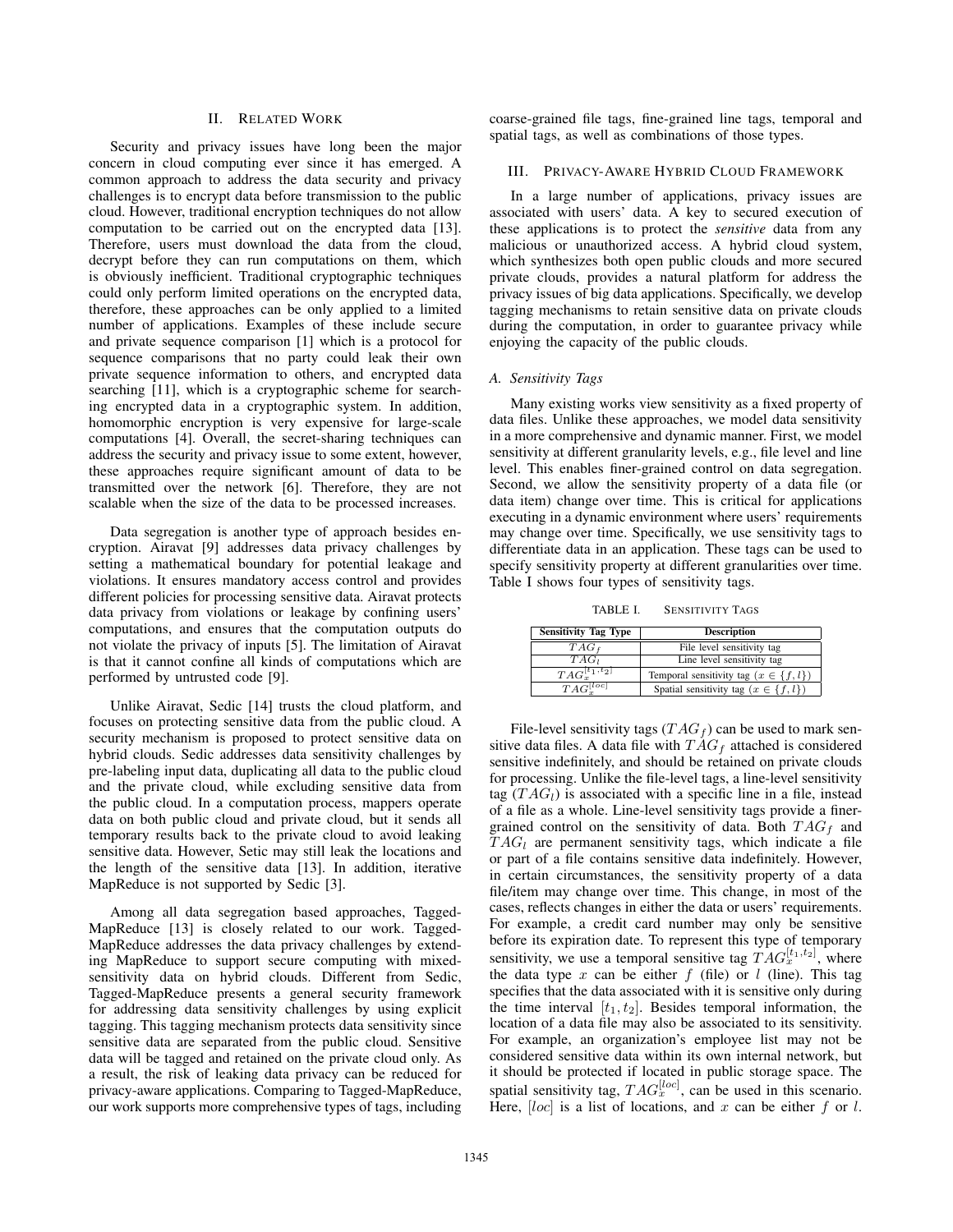## II. Related Work

Security and privacy issues have long been the major concern in cloud computing ever since it has emerged. A common approach to address the data security and privacy challenges is to encrypt data before transmission to the public cloud. However, traditional encryption techniques do not allow computation to be carried out on the encrypted data [13]. Therefore, users must download the data from the cloud, decrypt before they can run computations on them, which is obviously inefficient. Traditional cryptographic techniques could only perform limited operations on the encrypted data, therefore, these approaches can be only applied to a limited number of applications. Examples of these include secure and private sequence comparison [1] which is a protocol for sequence comparisons that no party could leak their own private sequence information to others, and encrypted data searching [11], which is a cryptographic scheme for searching encrypted data in a cryptographic system. In addition, homomorphic encryption is very expensive for large-scale computations [4]. Overall, the secret-sharing techniques can address the security and privacy issue to some extent, however, these approaches require significant amount of data to be transmitted over the network [6]. Therefore, they are not scalable when the size of the data to be processed increases.

Data segregation is another type of approach besides encryption. Airavat [9] addresses data privacy challenges by setting a mathematical boundary for potential leakage and violations. It ensures mandatory access control and provides different policies for processing sensitive data. Airavat protects data privacy from violations or leakage by confining users' computations, and ensures that the computation outputs do not violate the privacy of inputs [5]. The limitation of Airavat is that it cannot confine all kinds of computations which are performed by untrusted code [9].

Unlike Airavat, Sedic [14] trusts the cloud platform, and focuses on protecting sensitive data from the public cloud. A security mechanism is proposed to protect sensitive data on hybrid clouds. Sedic addresses data sensitivity challenges by pre-labeling input data, duplicating all data to the public cloud and the private cloud, while excluding sensitive data from the public cloud. In a computation process, mappers operate data on both public cloud and private cloud, but it sends all temporary results back to the private cloud to avoid leaking sensitive data. However, Setic may still leak the locations and the length of the sensitive data [13]. In addition, iterative MapReduce is not supported by Sedic [3].

Among all data segregation based approaches, Tagged-MapReduce [13] is closely related to our work. Tagged-MapReduce addresses the data privacy challenges by extending MapReduce to support secure computing with mixed-sensitivity data on hybrid clouds. Different from Sedic, Tagged-MapReduce presents a general security framework for addressing data sensitivity challenges by using explicit tagging. This tagging mechanism protects data sensitivity since sensitive data are separated from the public cloud. Sensitive data will be tagged and retained on the private cloud only. As a result, the risk of leaking data privacy can be reduced for privacy-aware applications. Comparing to Tagged-MapReduce, our work supports more comprehensive types of tags, including coarse-grained file tags, fine-grained line tags, temporal and spatial tags, as well as combinations of those types.

## III. Privacy-Aware Hybrid Cloud Framework

In a large number of applications, privacy issues are associated with users' data. A key to secured execution of these applications is to protect the *sensitive* data from any malicious or unauthorized access. A hybrid cloud system, which synthesizes both open public clouds and more secured private clouds, provides a natural platform for address the privacy issues of big data applications. Specifically, we develop tagging mechanisms to retain sensitive data on private clouds during the computation, in order to guarantee privacy while enjoying the capacity of the public clouds.

### A. Sensitivity Tags

Many existing works view sensitivity as a fixed property of data files. Unlike these approaches, we model data sensitivity in a more comprehensive and dynamic manner. First, we model sensitivity at different granularity levels, e.g., file level and line level. This enables finer-grained control on data segregation. Second, we allow the sensitivity property of a data file (or data item) change over time. This is critical for applications executing in a dynamic environment where users' requirements may change over time. Specifically, we use sensitivity tags to differentiate data in an application. These tags can be used to specify sensitivity property at different granularities over time. Table I shows four types of sensitivity tags.

TABLE I. Sensitivity Tags

| Sensitivity Tag Type | Description |
|---|---|
| $TAG_f$ | File level sensitivity tag |
| $TAG_l$ | Line level sensitivity tag |
| $TAG_x^{[t_1,t_2]}$ | Temporal sensitivity tag ($x \in \{f, l\}$) |
| $TAG_x^{[loc]}$ | Spatial sensitivity tag ($x \in \{f, l\}$) |

File-level sensitivity tags ($TAG_f$) can be used to mark sensitive data files. A data file with $TAG_f$ attached is considered sensitive indefinitely, and should be retained on private clouds for processing. Unlike the file-level tags, a line-level sensitivity tag ($TAG_l$) is associated with a specific line in a file, instead of a file as a whole. Line-level sensitivity tags provide a finer-grained control on the sensitivity of data. Both $TAG_f$ and $TAG_l$ are permanent sensitivity tags, which indicate a file or part of a file contains sensitive data indefinitely. However, in certain circumstances, the sensitivity property of a data file/item may change over time. This change, in most of the cases, reflects changes in either the data or users' requirements. For example, a credit card number may only be sensitive before its expiration date. To represent this type of temporary sensitivity, we use a temporal sensitive tag $TAG_x^{[t_1,t_2]}$, where the data type $x$ can be either $f$ (file) or $l$ (line). This tag specifies that the data associated with it is sensitive only during the time interval $[t_1, t_2]$. Besides temporal information, the location of a data file may also be associated to its sensitivity. For example, an organization's employee list may not be considered sensitive data within its own internal network, but it should be protected if located in public storage space. The spatial sensitivity tag, $TAG_x^{[loc]}$, can be used in this scenario. Here, $[loc]$ is a list of locations, and $x$ can be either $f$ or $l$.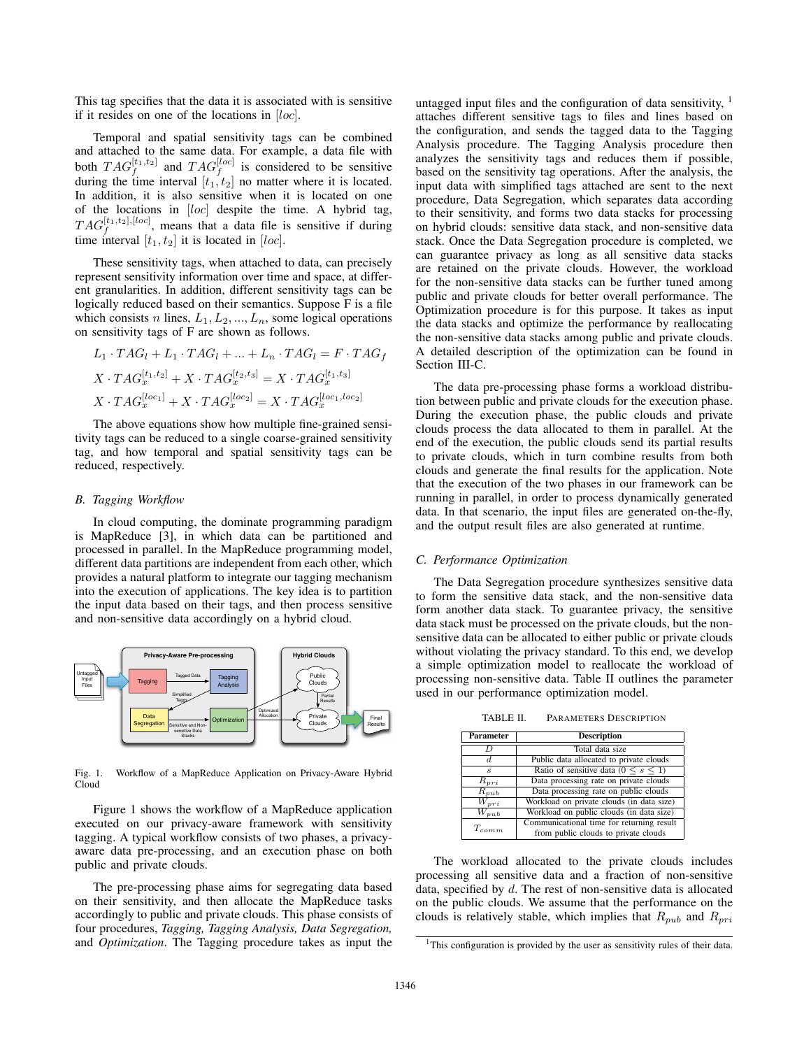This tag specifies that the data it is associated with is sensitive if it resides on one of the locations in $[loc]$.

Temporal and spatial sensitivity tags can be combined and attached to the same data. For example, a data file with both $TAG_f^{[t_1,t_2]}$ and $TAG_f^{[loc]}$ is considered to be sensitive during the time interval $[t_1, t_2]$ no matter where it is located. In addition, it is also sensitive when it is located on one of the locations in $[loc]$ despite the time. A hybrid tag, $TAG_f^{[t_1,t_2],[loc]}$, means that a data file is sensitive if during time interval $[t_1, t_2]$ it is located in $[loc]$.

These sensitivity tags, when attached to data, can precisely represent sensitivity information over time and space, at different granularities. In addition, different sensitivity tags can be logically reduced based on their semantics. Suppose F is a file which consists $n$ lines, $L_1, L_2, ..., L_n$, some logical operations on sensitivity tags of F are shown as follows.

$$L_1 \cdot TAG_l + L_1 \cdot TAG_l + ... + L_n \cdot TAG_l = F \cdot TAG_f$$

$$X \cdot TAG_x^{[t_1,t_2]} + X \cdot TAG_x^{[t_2,t_3]} = X \cdot TAG_x^{[t_1,t_3]}$$

$$X \cdot TAG_x^{[loc_1]} + X \cdot TAG_x^{[loc_2]} = X \cdot TAG_x^{[loc_1,loc_2]}$$

The above equations show how multiple fine-grained sensitivity tags can be reduced to a single coarse-grained sensitivity tag, and how temporal and spatial sensitivity tags can be reduced, respectively.

### B. Tagging Workflow

In cloud computing, the dominate programming paradigm is MapReduce [3], in which data can be partitioned and processed in parallel. In the MapReduce programming model, different data partitions are independent from each other, which provides a natural platform to integrate our tagging mechanism into the execution of applications. The key idea is to partition the input data based on their tags, and then process sensitive and non-sensitive data accordingly on a hybrid cloud.

Fig. 1. Workflow of a MapReduce Application on Privacy-Aware Hybrid Cloud

Figure 1 shows the workflow of a MapReduce application executed on our privacy-aware framework with sensitivity tagging. A typical workflow consists of two phases, a privacy-aware data pre-processing, and an execution phase on both public and private clouds.

The pre-processing phase aims for segregating data based on their sensitivity, and then allocate the MapReduce tasks accordingly to public and private clouds. This phase consists of four procedures, *Tagging, Tagging Analysis, Data Segregation,* and *Optimization*. The Tagging procedure takes as input the untagged input files and the configuration of data sensitivity, [1] attaches different sensitive tags to files and lines based on the configuration, and sends the tagged data to the Tagging Analysis procedure. The Tagging Analysis procedure then analyzes the sensitivity tags and reduces them if possible, based on the sensitivity tag operations. After the analysis, the input data with simplified tags attached are sent to the next procedure, Data Segregation, which separates data according to their sensitivity, and forms two data stacks for processing on hybrid clouds: sensitive data stack, and non-sensitive data stack. Once the Data Segregation procedure is completed, we can guarantee privacy as long as all sensitive data stacks are retained on the private clouds. However, the workload for the non-sensitive data stacks can be further tuned among public and private clouds for better overall performance. The Optimization procedure is for this purpose. It takes as input the data stacks and optimize the performance by reallocating the non-sensitive data stacks among public and private clouds. A detailed description of the optimization can be found in Section III-C.

The data pre-processing phase forms a workload distribution between public and private clouds for the execution phase. During the execution phase, the public clouds and private clouds process the data allocated to them in parallel. At the end of the execution, the public clouds send its partial results to private clouds, which in turn combine results from both clouds and generate the final results for the application. Note that the execution of the two phases in our framework can be running in parallel, in order to process dynamically generated data. In that scenario, the input files are generated on-the-fly, and the output result files are also generated at runtime.

### C. Performance Optimization

The Data Segregation procedure synthesizes sensitive data to form the sensitive data stack, and the non-sensitive data form another data stack. To guarantee privacy, the sensitive data stack must be processed on the private clouds, but the non-sensitive data can be allocated to either public or private clouds without violating the privacy standard. To this end, we develop a simple optimization model to reallocate the workload of processing non-sensitive data. Table II outlines the parameter used in our performance optimization model.

TABLE II. PARAMETERS DESCRIPTION

| Parameter | Description |
|---|---|
| $D$ | Total data size |
| $d$ | Public data allocated to private clouds |
| $s$ | Ratio of sensitive data ($0 \leq s \leq 1$) |
| $R_{pri}$ | Data processing rate on private clouds |
| $R_{pub}$ | Data processing rate on public clouds |
| $W_{pri}$ | Workload on private clouds (in data size) |
| $W_{pub}$ | Workload on public clouds (in data size) |
| $T_{comm}$ | Communicational time for returning result from public clouds to private clouds |

The workload allocated to the private clouds includes processing all sensitive data and a fraction of non-sensitive data, specified by $d$. The rest of non-sensitive data is allocated on the public clouds. We assume that the performance on the clouds is relatively stable, which implies that $R_{pub}$ and $R_{pri}$

[1] This configuration is provided by the user as sensitivity rules of their data.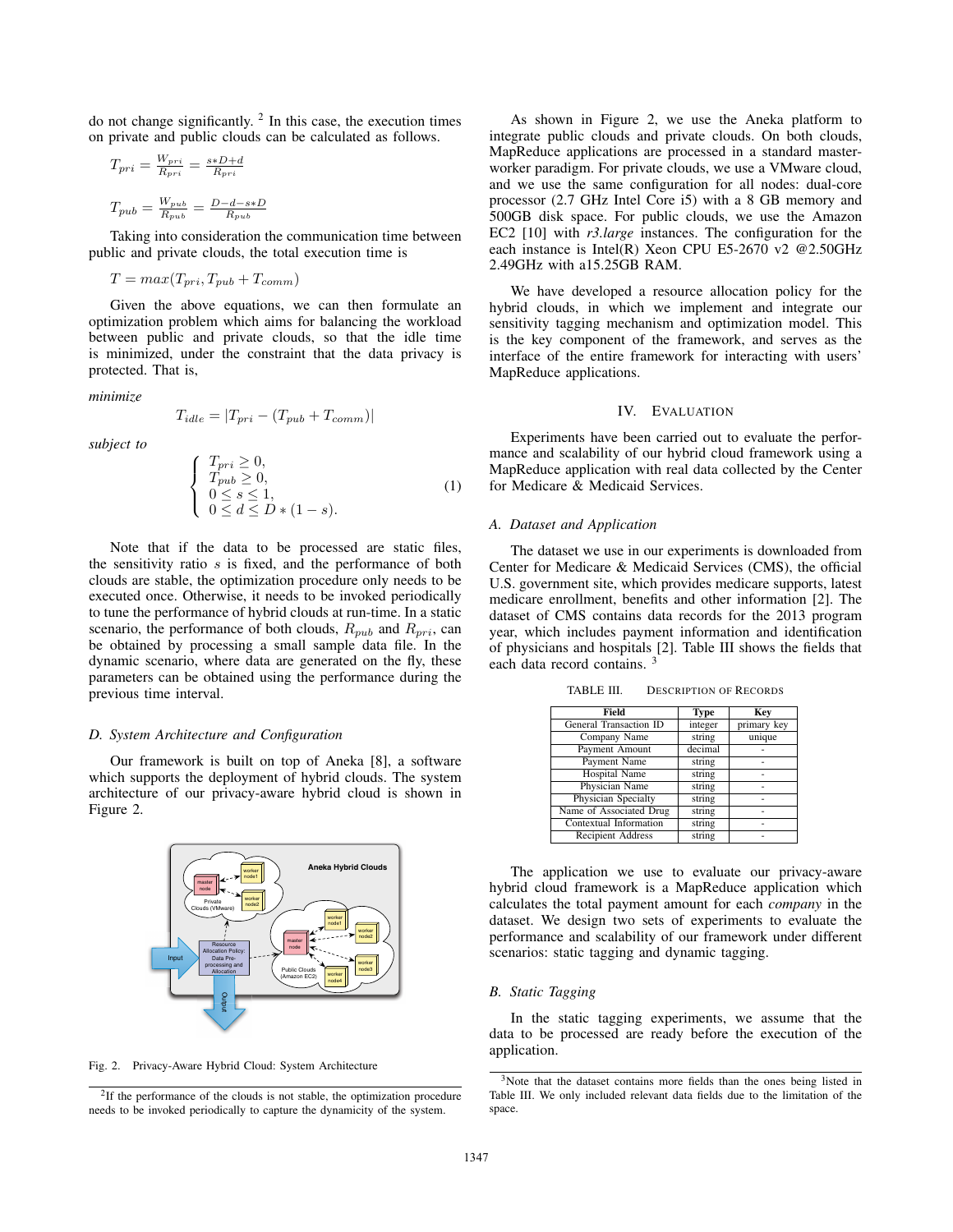do not change significantly. [2] In this case, the execution times on private and public clouds can be calculated as follows.

$$T_{pri} = \frac{W_{pri}}{R_{pri}} = \frac{s*D+d}{R_{pri}}$$

$$T_{pub} = \frac{W_{pub}}{R_{pub}} = \frac{D-d-s*D}{R_{pub}}$$

Taking into consideration the communication time between public and private clouds, the total execution time is

$$T = max(T_{pri}, T_{pub} + T_{comm})$$

Given the above equations, we can then formulate an optimization problem which aims for balancing the workload between public and private clouds, so that the idle time is minimized, under the constraint that the data privacy is protected. That is,

*minimize*

$$T_{idle} = |T_{pri} - (T_{pub} + T_{comm})|$$

*subject to*

$$\begin{cases} T_{pri} \geq 0, \\ T_{pub} \geq 0, \\ 0 \leq s \leq 1, \\ 0 \leq d \leq D*(1-s). \end{cases} \tag{1}$$

Note that if the data to be processed are static files, the sensitivity ratio $s$ is fixed, and the performance of both clouds are stable, the optimization procedure only needs to be executed once. Otherwise, it needs to be invoked periodically to tune the performance of hybrid clouds at run-time. In a static scenario, the performance of both clouds, $R_{pub}$ and $R_{pri}$, can be obtained by processing a small sample data file. In the dynamic scenario, where data are generated on the fly, these parameters can be obtained using the performance during the previous time interval.

### D. System Architecture and Configuration

Our framework is built on top of Aneka [8], a software which supports the deployment of hybrid clouds. The system architecture of our privacy-aware hybrid cloud is shown in Figure 2.

Fig. 2. Privacy-Aware Hybrid Cloud: System Architecture

As shown in Figure 2, we use the Aneka platform to integrate public clouds and private clouds. On both clouds, MapReduce applications are processed in a standard master-worker paradigm. For private clouds, we use a VMware cloud, and we use the same configuration for all nodes: dual-core processor (2.7 GHz Intel Core i5) with a 8 GB memory and 500GB disk space. For public clouds, we use the Amazon EC2 [10] with *r3.large* instances. The configuration for the each instance is Intel(R) Xeon CPU E5-2670 v2 @2.50GHz 2.49GHz with a15.25GB RAM.

We have developed a resource allocation policy for the hybrid clouds, in which we implement and integrate our sensitivity tagging mechanism and optimization model. This is the key component of the framework, and serves as the interface of the entire framework for interacting with users' MapReduce applications.

## IV. Evaluation

Experiments have been carried out to evaluate the performance and scalability of our hybrid cloud framework using a MapReduce application with real data collected by the Center for Medicare & Medicaid Services.

### A. Dataset and Application

The dataset we use in our experiments is downloaded from Center for Medicare & Medicaid Services (CMS), the official U.S. government site, which provides medicare supports, latest medicare enrollment, benefits and other information [2]. The dataset of CMS contains data records for the 2013 program year, which includes payment information and identification of physicians and hospitals [2]. Table III shows the fields that each data record contains. [3]

TABLE III. Description of Records

| Field | Type | Key |
|---|---|---|
| General Transaction ID | integer | primary key |
| Company Name | string | unique |
| Payment Amount | decimal | - |
| Payment Name | string | - |
| Hospital Name | string | - |
| Physician Name | string | - |
| Physician Specialty | string | - |
| Name of Associated Drug | string | - |
| Contextual Information | string | - |
| Recipient Address | string | - |

The application we use to evaluate our privacy-aware hybrid cloud framework is a MapReduce application which calculates the total payment amount for each *company* in the dataset. We design two sets of experiments to evaluate the performance and scalability of our framework under different scenarios: static tagging and dynamic tagging.

### B. Static Tagging

In the static tagging experiments, we assume that the data to be processed are ready before the execution of the application.

[2]If the performance of the clouds is not stable, the optimization procedure needs to be invoked periodically to capture the dynamicity of the system.

[3]Note that the dataset contains more fields than the ones being listed in Table III. We only included relevant data fields due to the limitation of the space.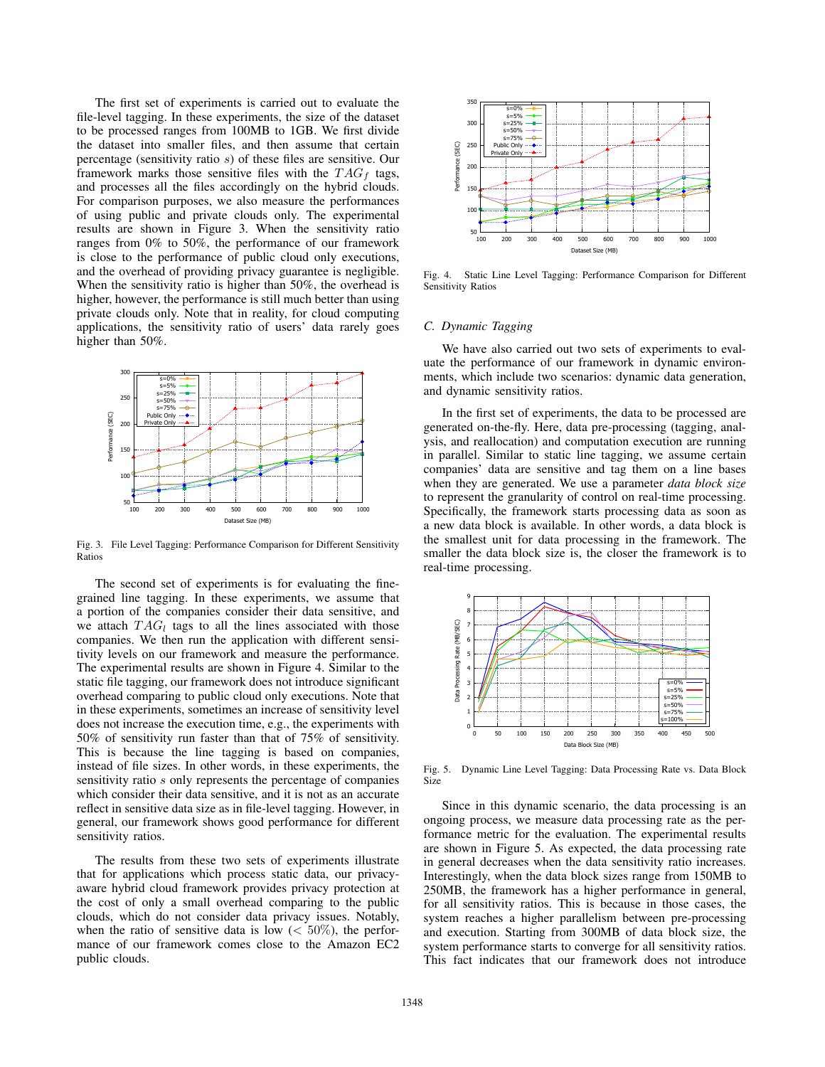The first set of experiments is carried out to evaluate the file-level tagging. In these experiments, the size of the dataset to be processed ranges from 100MB to 1GB. We first divide the dataset into smaller files, and then assume that certain percentage (sensitivity ratio $s$) of these files are sensitive. Our framework marks those sensitive files with the $TAG_f$ tags, and processes all the files accordingly on the hybrid clouds. For comparison purposes, we also measure the performances of using public and private clouds only. The experimental results are shown in Figure 3. When the sensitivity ratio ranges from 0% to 50%, the performance of our framework is close to the performance of public cloud only executions, and the overhead of providing privacy guarantee is negligible. When the sensitivity ratio is higher than 50%, the overhead is higher, however, the performance is still much better than using private clouds only. Note that in reality, for cloud computing applications, the sensitivity ratio of users' data rarely goes higher than 50%.

Fig. 3. File Level Tagging: Performance Comparison for Different Sensitivity Ratios

The second set of experiments is for evaluating the fine-grained line tagging. In these experiments, we assume that a portion of the companies consider their data sensitive, and we attach $TAG_l$ tags to all the lines associated with those companies. We then run the application with different sensitivity levels on our framework and measure the performance. The experimental results are shown in Figure 4. Similar to the static file tagging, our framework does not introduce significant overhead comparing to public cloud only executions. Note that in these experiments, sometimes an increase of sensitivity level does not increase the execution time, e.g., the experiments with 50% of sensitivity run faster than that of 75% of sensitivity. This is because the line tagging is based on companies, instead of file sizes. In other words, in these experiments, the sensitivity ratio $s$ only represents the percentage of companies which consider their data sensitive, and it is not as an accurate reflect in sensitive data size as in file-level tagging. However, in general, our framework shows good performance for different sensitivity ratios.

The results from these two sets of experiments illustrate that for applications which process static data, our privacy-aware hybrid cloud framework provides privacy protection at the cost of only a small overhead comparing to the public clouds, which do not consider data privacy issues. Notably, when the ratio of sensitive data is low ($< 50\%$), the performance of our framework comes close to the Amazon EC2 public clouds.

Fig. 4. Static Line Level Tagging: Performance Comparison for Different Sensitivity Ratios

### C. Dynamic Tagging

We have also carried out two sets of experiments to evaluate the performance of our framework in dynamic environments, which include two scenarios: dynamic data generation, and dynamic sensitivity ratios.

In the first set of experiments, the data to be processed are generated on-the-fly. Here, data pre-processing (tagging, analysis, and reallocation) and computation execution are running in parallel. Similar to static line tagging, we assume certain companies' data are sensitive and tag them on a line bases when they are generated. We use a parameter *data block size* to represent the granularity of control on real-time processing. Specifically, the framework starts processing data as soon as a new data block is available. In other words, a data block is the smallest unit for data processing in the framework. The smaller the data block size is, the closer the framework is to real-time processing.

Fig. 5. Dynamic Line Level Tagging: Data Processing Rate vs. Data Block Size

Since in this dynamic scenario, the data processing is an ongoing process, we measure data processing rate as the performance metric for the evaluation. The experimental results are shown in Figure 5. As expected, the data processing rate in general decreases when the data sensitivity ratio increases. Interestingly, when the data block sizes range from 150MB to 250MB, the framework has a higher performance in general, for all sensitivity ratios. This is because in those cases, the system reaches a higher parallelism between pre-processing and execution. Starting from 300MB of data block size, the system performance starts to converge for all sensitivity ratios. This fact indicates that our framework does not introduce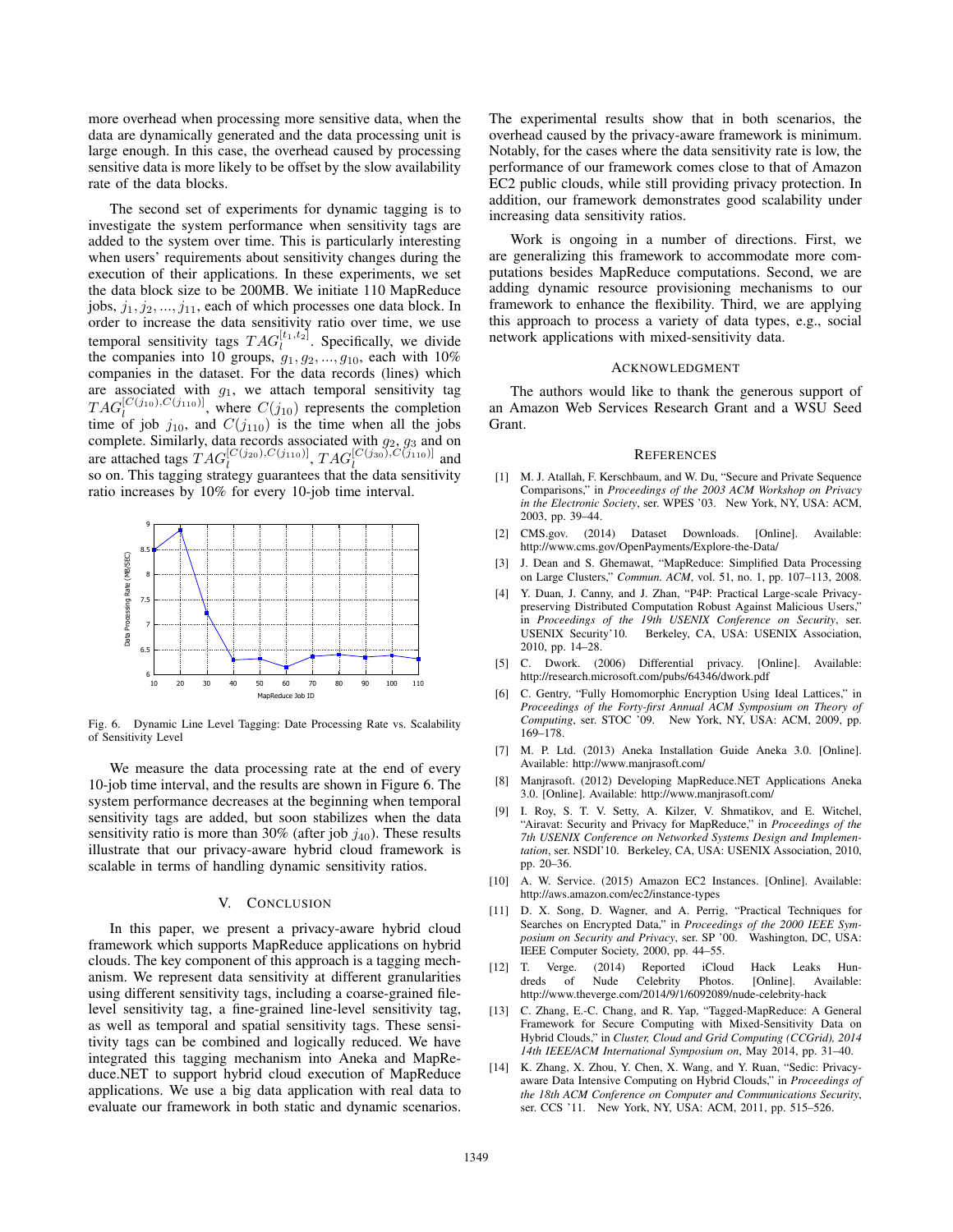more overhead when processing more sensitive data, when the data are dynamically generated and the data processing unit is large enough. In this case, the overhead caused by processing sensitive data is more likely to be offset by the slow availability rate of the data blocks.

The second set of experiments for dynamic tagging is to investigate the system performance when sensitivity tags are added to the system over time. This is particularly interesting when users' requirements about sensitivity changes during the execution of their applications. In these experiments, we set the data block size to be 200MB. We initiate 110 MapReduce jobs, $j_1, j_2, ..., j_{11}$, each of which processes one data block. In order to increase the data sensitivity ratio over time, we use temporal sensitivity tags $TAG_l^{[t_1,t_2]}$. Specifically, we divide the companies into 10 groups, $g_1, g_2, ..., g_{10}$, each with 10% companies in the dataset. For the data records (lines) which are associated with $g_1$, we attach temporal sensitivity tag $TAG_l^{[C(j_{10}),C(j_{110})]}$, where $C(j_{10})$ represents the completion time of job $j_{10}$, and $C(j_{110})$ is the time when all the jobs complete. Similarly, data records associated with $g_2$, $g_3$ and on are attached tags $TAG_l^{[C(j_{20}),C(j_{110})]}$, $TAG_l^{[C(j_{30}),C(j_{110})]}$ and so on. This tagging strategy guarantees that the data sensitivity ratio increases by 10% for every 10-job time interval.

Data Processing Rate (MB/SEC)
9
8.5
8
7.5
7
6.5
6
10 20 30 40 50 60 70 80 90 100 110
MapReduce Job ID

Fig. 6. Dynamic Line Level Tagging: Date Processing Rate vs. Scalability of Sensitivity Level

We measure the data processing rate at the end of every 10-job time interval, and the results are shown in Figure 6. The system performance decreases at the beginning when temporal sensitivity tags are added, but soon stabilizes when the data sensitivity ratio is more than 30% (after job $j_{40}$). These results illustrate that our privacy-aware hybrid cloud framework is scalable in terms of handling dynamic sensitivity ratios.

## V. Conclusion

In this paper, we present a privacy-aware hybrid cloud framework which supports MapReduce applications on hybrid clouds. The key component of this approach is a tagging mechanism. We represent data sensitivity at different granularities using different sensitivity tags, including a coarse-grained file-level sensitivity tag, a fine-grained line-level sensitivity tag, as well as temporal and spatial sensitivity tags. These sensitivity tags can be combined and logically reduced. We have integrated this tagging mechanism into Aneka and MapReduce.NET to support hybrid cloud execution of MapReduce applications. We use a big data application with real data to evaluate our framework in both static and dynamic scenarios. The experimental results show that in both scenarios, the overhead caused by the privacy-aware framework is minimum. Notably, for the cases where the data sensitivity rate is low, the performance of our framework comes close to that of Amazon EC2 public clouds, while still providing privacy protection. In addition, our framework demonstrates good scalability under increasing data sensitivity ratios.

Work is ongoing in a number of directions. First, we are generalizing this framework to accommodate more computations besides MapReduce computations. Second, we are adding dynamic resource provisioning mechanisms to our framework to enhance the flexibility. Third, we are applying this approach to process a variety of data types, e.g., social network applications with mixed-sensitivity data.

## Acknowledgment

The authors would like to thank the generous support of an Amazon Web Services Research Grant and a WSU Seed Grant.

## References

[1] M. J. Atallah, F. Kerschbaum, and W. Du, "Secure and Private Sequence Comparisons," in *Proceedings of the 2003 ACM Workshop on Privacy in the Electronic Society*, ser. WPES '03. New York, NY, USA: ACM, 2003, pp. 39–44.

[2] CMS.gov. (2014) Dataset Downloads. [Online]. Available: http://www.cms.gov/OpenPayments/Explore-the-Data/

[3] J. Dean and S. Ghemawat, "MapReduce: Simplified Data Processing on Large Clusters," *Commun. ACM*, vol. 51, no. 1, pp. 107–113, 2008.

[4] Y. Duan, J. Canny, and J. Zhan, "P4P: Practical Large-scale Privacy-preserving Distributed Computation Robust Against Malicious Users," in *Proceedings of the 19th USENIX Conference on Security*, ser. USENIX Security'10. Berkeley, CA, USA: USENIX Association, 2010, pp. 14–28.

[5] C. Dwork. (2006) Differential privacy. [Online]. Available: http://research.microsoft.com/pubs/64346/dwork.pdf

[6] C. Gentry, "Fully Homomorphic Encryption Using Ideal Lattices," in *Proceedings of the Forty-first Annual ACM Symposium on Theory of Computing*, ser. STOC '09. New York, NY, USA: ACM, 2009, pp. 169–178.

[7] M. P. Ltd. (2013) Aneka Installation Guide Aneka 3.0. [Online]. Available: http://www.manjrasoft.com/

[8] Manjrasoft. (2012) Developing MapReduce.NET Applications Aneka 3.0. [Online]. Available: http://www.manjrasoft.com/

[9] I. Roy, S. T. V. Setty, A. Kilzer, V. Shmatikov, and E. Witchel, "Airavat: Security and Privacy for MapReduce," in *Proceedings of the 7th USENIX Conference on Networked Systems Design and Implementation*, ser. NSDI'10. Berkeley, CA, USA: USENIX Association, 2010, pp. 20–36.

[10] A. W. Service. (2015) Amazon EC2 Instances. [Online]. Available: http://aws.amazon.com/ec2/instance-types

[11] D. X. Song, D. Wagner, and A. Perrig, "Practical Techniques for Searches on Encrypted Data," in *Proceedings of the 2000 IEEE Symposium on Security and Privacy*, ser. SP '00. Washington, DC, USA: IEEE Computer Society, 2000, pp. 44–55.

[12] T. Verge. (2014) Reported iCloud Hack Leaks Hundreds of Nude Celebrity Photos. [Online]. Available: http://www.theverge.com/2014/9/1/6092089/nude-celebrity-hack

[13] C. Zhang, E.-C. Chang, and R. Yap, "Tagged-MapReduce: A General Framework for Secure Computing with Mixed-Sensitivity Data on Hybrid Clouds," in *Cluster, Cloud and Grid Computing (CCGrid), 2014 14th IEEE/ACM International Symposium on*, May 2014, pp. 31–40.

[14] K. Zhang, X. Zhou, Y. Chen, X. Wang, and Y. Ruan, "Sedic: Privacy-aware Data Intensive Computing on Hybrid Clouds," in *Proceedings of the 18th ACM Conference on Computer and Communications Security*, ser. CCS '11. New York, NY, USA: ACM, 2011, pp. 515–526.